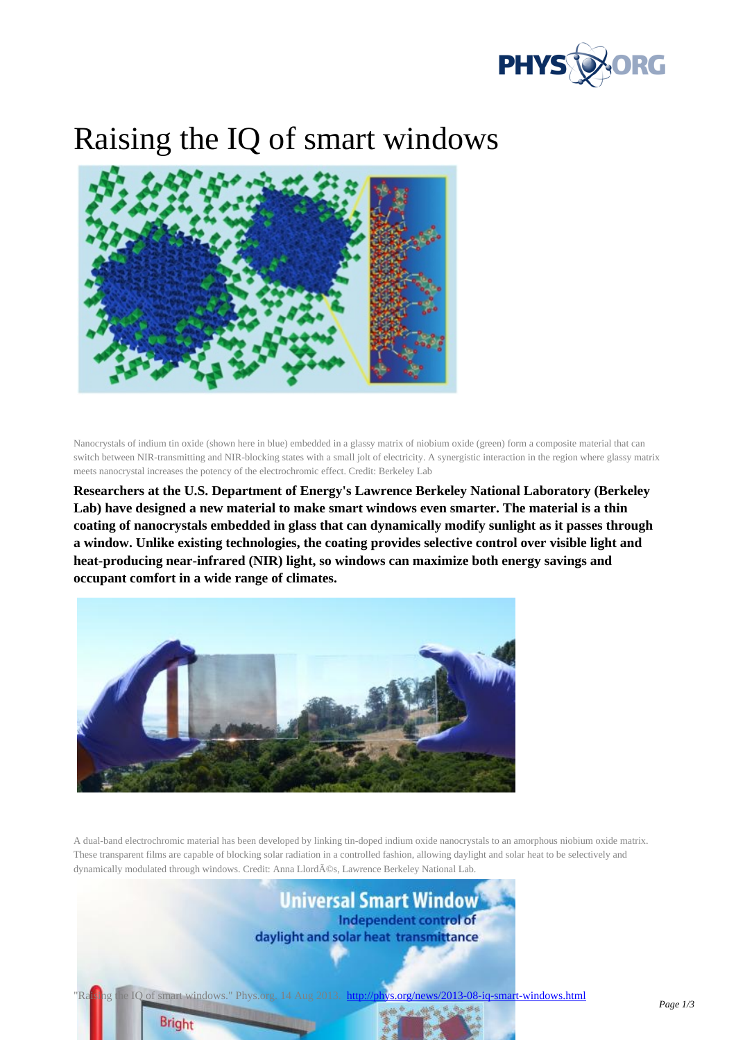# Raising the IQ of smart windows

Nanocrystals of indium tin oxide (shown here in blue) embedded in a glassy matrix of niobium oxide (green) form a composite material that can switch between NIR-transmitting and NIR-blocking states with a small jolt of electricity. A synergistic interaction in the region where glassy matrix meets nanocrystal increases the potency of the electrochromic effect. Credit: Berkeley Lab

**Researchers at the U.S. Department of Energy's Lawrence Berkeley National Laboratory (Berkeley Lab) have designed a new material to make smart windows even smarter. The material is a thin coating of nanocrystals embedded in glass that can dynamically modify sunlight as it passes through a window. Unlike existing technologies, the coating provides selective control over visible light and heat-producing near-infrared (NIR) light, so windows can maximize both energy savings and occupant comfort in a wide range of climates.**

A dual-band electrochromic material has been developed by linking tin-doped indium oxide nanocrystals to an amorphous niobium oxide matrix. These transparent films are capable of blocking solar radiation in a controlled fashion, allowing daylight and solar heat to be selectively and dynamically modulated through windows. Credit: Anna LlordÃ©s, Lawrence Berkeley National Lab.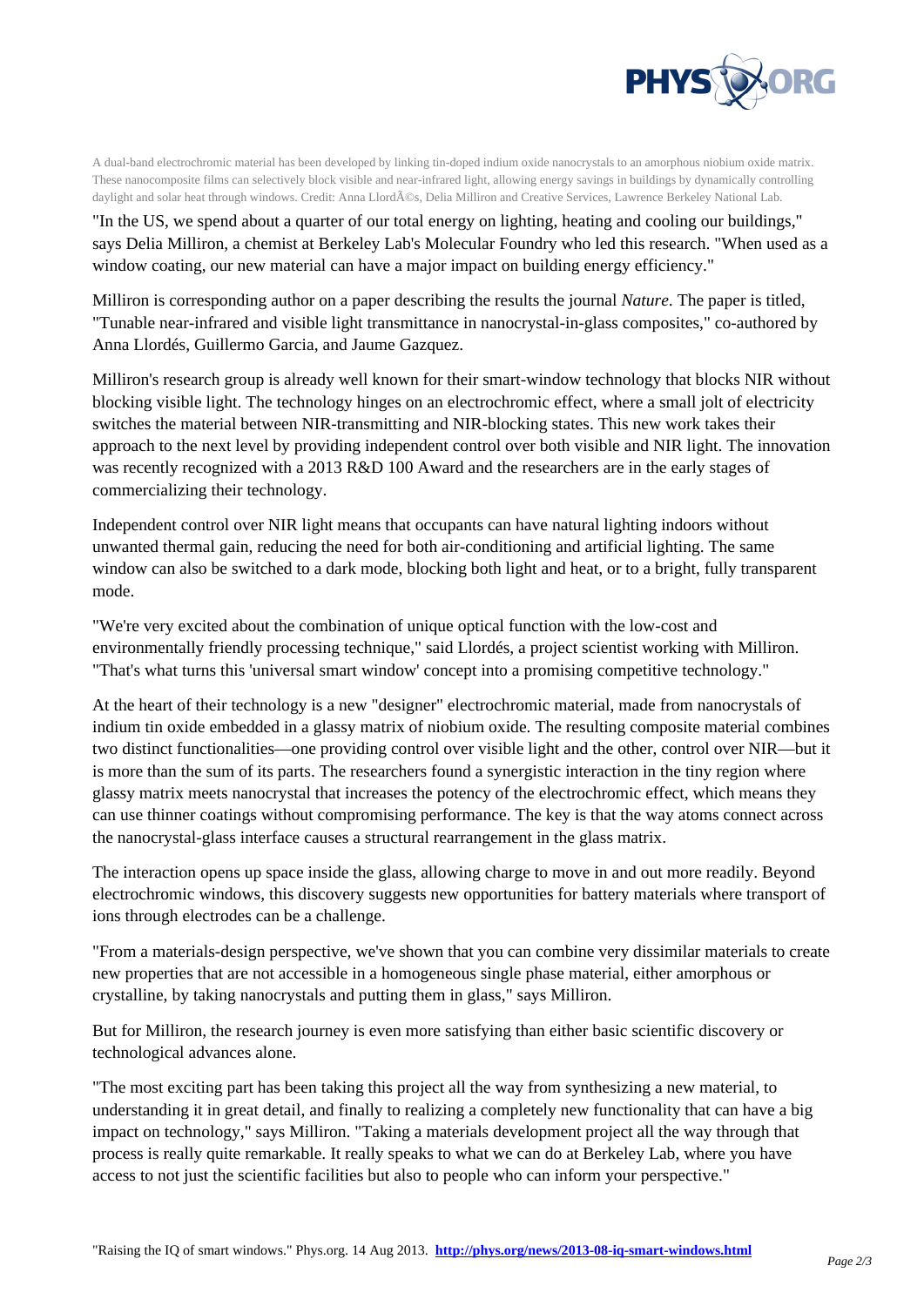A dual-band electrochromic material has been developed by linking tin-doped indium oxide nanocrystals to an amorphous niobium oxide matrix. These nanocomposite films can selectively block visible and near-infrared light, allowing energy savings in buildings by dynamically controlling daylight and solar heat through windows. Credit: Anna LlordÃ©s, Delia Milliron and Creative Services, Lawrence Berkeley National Lab.

"In the US, we spend about a quarter of our total energy on lighting, heating and cooling our buildings," says Delia Milliron, a chemist at Berkeley Lab's Molecular Foundry who led this research. "When used as a window coating, our new material can have a major impact on building energy efficiency."

Milliron is corresponding author on a paper describing the results the journal *Nature*. The paper is titled, "Tunable near-infrared and visible light transmittance in nanocrystal-in-glass composites," co-authored by Anna Llordés, Guillermo Garcia, and Jaume Gazquez.

Milliron's research group is already well known for their smart-window technology that blocks NIR without blocking visible light. The technology hinges on an electrochromic effect, where a small jolt of electricity switches the material between NIR-transmitting and NIR-blocking states. This new work takes their approach to the next level by providing independent control over both visible and NIR light. The innovation was recently recognized with a 2013 R&D 100 Award and the researchers are in the early stages of commercializing their technology.

Independent control over NIR light means that occupants can have natural lighting indoors without unwanted thermal gain, reducing the need for both air-conditioning and artificial lighting. The same window can also be switched to a dark mode, blocking both light and heat, or to a bright, fully transparent mode.

"We're very excited about the combination of unique optical function with the low-cost and environmentally friendly processing technique," said Llordés, a project scientist working with Milliron. "That's what turns this 'universal smart window' concept into a promising competitive technology."

At the heart of their technology is a new "designer" electrochromic material, made from nanocrystals of indium tin oxide embedded in a glassy matrix of niobium oxide. The resulting composite material combines two distinct functionalities—one providing control over visible light and the other, control over NIR—but it is more than the sum of its parts. The researchers found a synergistic interaction in the tiny region where glassy matrix meets nanocrystal that increases the potency of the electrochromic effect, which means they can use thinner coatings without compromising performance. The key is that the way atoms connect across the nanocrystal-glass interface causes a structural rearrangement in the glass matrix.

The interaction opens up space inside the glass, allowing charge to move in and out more readily. Beyond electrochromic windows, this discovery suggests new opportunities for battery materials where transport of ions through electrodes can be a challenge.

"From a materials-design perspective, we've shown that you can combine very dissimilar materials to create new properties that are not accessible in a homogeneous single phase material, either amorphous or crystalline, by taking nanocrystals and putting them in glass," says Milliron.

But for Milliron, the research journey is even more satisfying than either basic scientific discovery or technological advances alone.

"The most exciting part has been taking this project all the way from synthesizing a new material, to understanding it in great detail, and finally to realizing a completely new functionality that can have a big impact on technology," says Milliron. "Taking a materials development project all the way through that process is really quite remarkable. It really speaks to what we can do at Berkeley Lab, where you have access to not just the scientific facilities but also to people who can inform your perspective."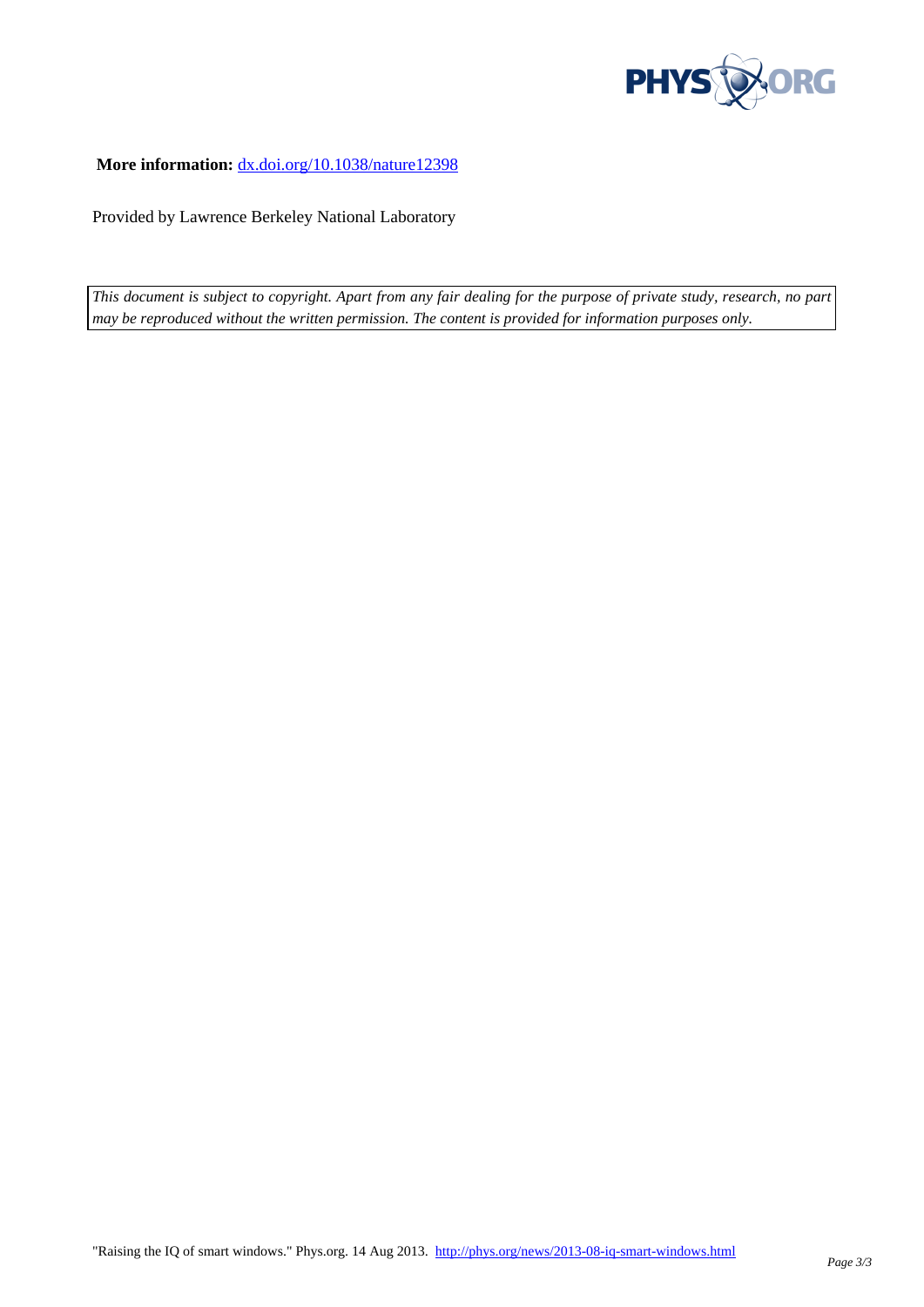**More information:** dx.doi.org/10.1038/nature12398

Provided by Lawrence Berkeley National Laboratory

*This document is subject to copyright. Apart from any fair dealing for the purpose of private study, research, no part may be reproduced without the written permission. The content is provided for information purposes only.*